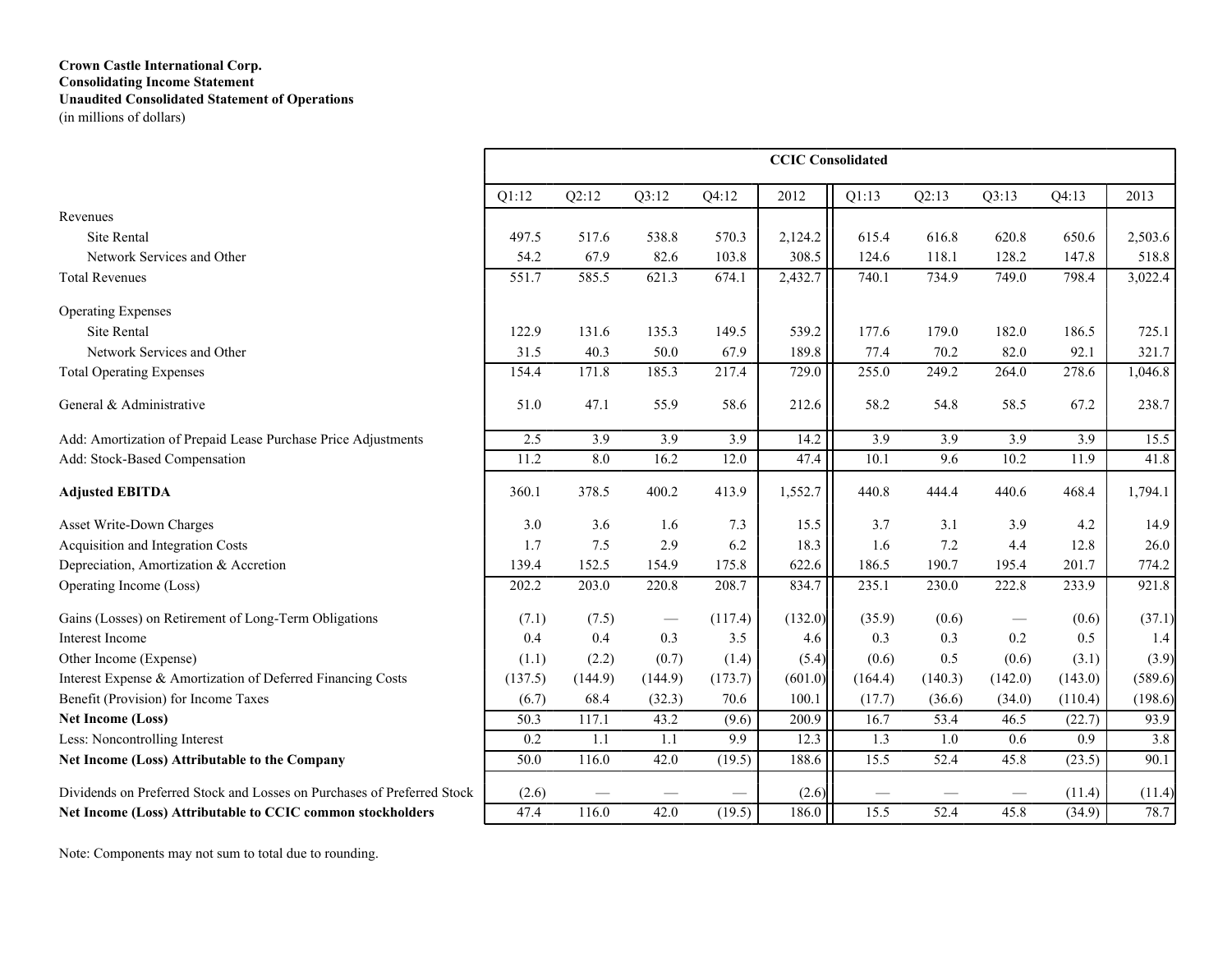**Crown Castle International Corp.**
**Consolidating Income Statement**
**Unaudited Consolidated Statement of Operations**
(in millions of dollars)

| | CCIC Consolidated | | | | | | | | | |
|---|---|---|---|---|---|---|---|---|---|---|
| | Q1:12 | Q2:12 | Q3:12 | Q4:12 | 2012 | Q1:13 | Q2:13 | Q3:13 | Q4:13 | 2013 |
| Revenues | | | | | | | | | | |
| Site Rental | 497.5 | 517.6 | 538.8 | 570.3 | 2,124.2 | 615.4 | 616.8 | 620.8 | 650.6 | 2,503.6 |
| Network Services and Other | 54.2 | 67.9 | 82.6 | 103.8 | 308.5 | 124.6 | 118.1 | 128.2 | 147.8 | 518.8 |
| Total Revenues | 551.7 | 585.5 | 621.3 | 674.1 | 2,432.7 | 740.1 | 734.9 | 749.0 | 798.4 | 3,022.4 |
| Operating Expenses | | | | | | | | | | |
| Site Rental | 122.9 | 131.6 | 135.3 | 149.5 | 539.2 | 177.6 | 179.0 | 182.0 | 186.5 | 725.1 |
| Network Services and Other | 31.5 | 40.3 | 50.0 | 67.9 | 189.8 | 77.4 | 70.2 | 82.0 | 92.1 | 321.7 |
| Total Operating Expenses | 154.4 | 171.8 | 185.3 | 217.4 | 729.0 | 255.0 | 249.2 | 264.0 | 278.6 | 1,046.8 |
| General & Administrative | 51.0 | 47.1 | 55.9 | 58.6 | 212.6 | 58.2 | 54.8 | 58.5 | 67.2 | 238.7 |
| Add: Amortization of Prepaid Lease Purchase Price Adjustments | 2.5 | 3.9 | 3.9 | 3.9 | 14.2 | 3.9 | 3.9 | 3.9 | 3.9 | 15.5 |
| Add: Stock-Based Compensation | 11.2 | 8.0 | 16.2 | 12.0 | 47.4 | 10.1 | 9.6 | 10.2 | 11.9 | 41.8 |
| **Adjusted EBITDA** | 360.1 | 378.5 | 400.2 | 413.9 | 1,552.7 | 440.8 | 444.4 | 440.6 | 468.4 | 1,794.1 |
| Asset Write-Down Charges | 3.0 | 3.6 | 1.6 | 7.3 | 15.5 | 3.7 | 3.1 | 3.9 | 4.2 | 14.9 |
| Acquisition and Integration Costs | 1.7 | 7.5 | 2.9 | 6.2 | 18.3 | 1.6 | 7.2 | 4.4 | 12.8 | 26.0 |
| Depreciation, Amortization & Accretion | 139.4 | 152.5 | 154.9 | 175.8 | 622.6 | 186.5 | 190.7 | 195.4 | 201.7 | 774.2 |
| Operating Income (Loss) | 202.2 | 203.0 | 220.8 | 208.7 | 834.7 | 235.1 | 230.0 | 222.8 | 233.9 | 921.8 |
| Gains (Losses) on Retirement of Long-Term Obligations | (7.1) | (7.5) | — | (117.4) | (132.0) | (35.9) | (0.6) | — | (0.6) | (37.1) |
| Interest Income | 0.4 | 0.4 | 0.3 | 3.5 | 4.6 | 0.3 | 0.3 | 0.2 | 0.5 | 1.4 |
| Other Income (Expense) | (1.1) | (2.2) | (0.7) | (1.4) | (5.4) | (0.6) | 0.5 | (0.6) | (3.1) | (3.9) |
| Interest Expense & Amortization of Deferred Financing Costs | (137.5) | (144.9) | (144.9) | (173.7) | (601.0) | (164.4) | (140.3) | (142.0) | (143.0) | (589.6) |
| Benefit (Provision) for Income Taxes | (6.7) | 68.4 | (32.3) | 70.6 | 100.1 | (17.7) | (36.6) | (34.0) | (110.4) | (198.6) |
| **Net Income (Loss)** | 50.3 | 117.1 | 43.2 | (9.6) | 200.9 | 16.7 | 53.4 | 46.5 | (22.7) | 93.9 |
| Less: Noncontrolling Interest | 0.2 | 1.1 | 1.1 | 9.9 | 12.3 | 1.3 | 1.0 | 0.6 | 0.9 | 3.8 |
| **Net Income (Loss) Attributable to the Company** | 50.0 | 116.0 | 42.0 | (19.5) | 188.6 | 15.5 | 52.4 | 45.8 | (23.5) | 90.1 |
| Dividends on Preferred Stock and Losses on Purchases of Preferred Stock | (2.6) | — | — | — | (2.6) | — | — | — | (11.4) | (11.4) |
| **Net Income (Loss) Attributable to CCIC common stockholders** | 47.4 | 116.0 | 42.0 | (19.5) | 186.0 | 15.5 | 52.4 | 45.8 | (34.9) | 78.7 |

Note: Components may not sum to total due to rounding.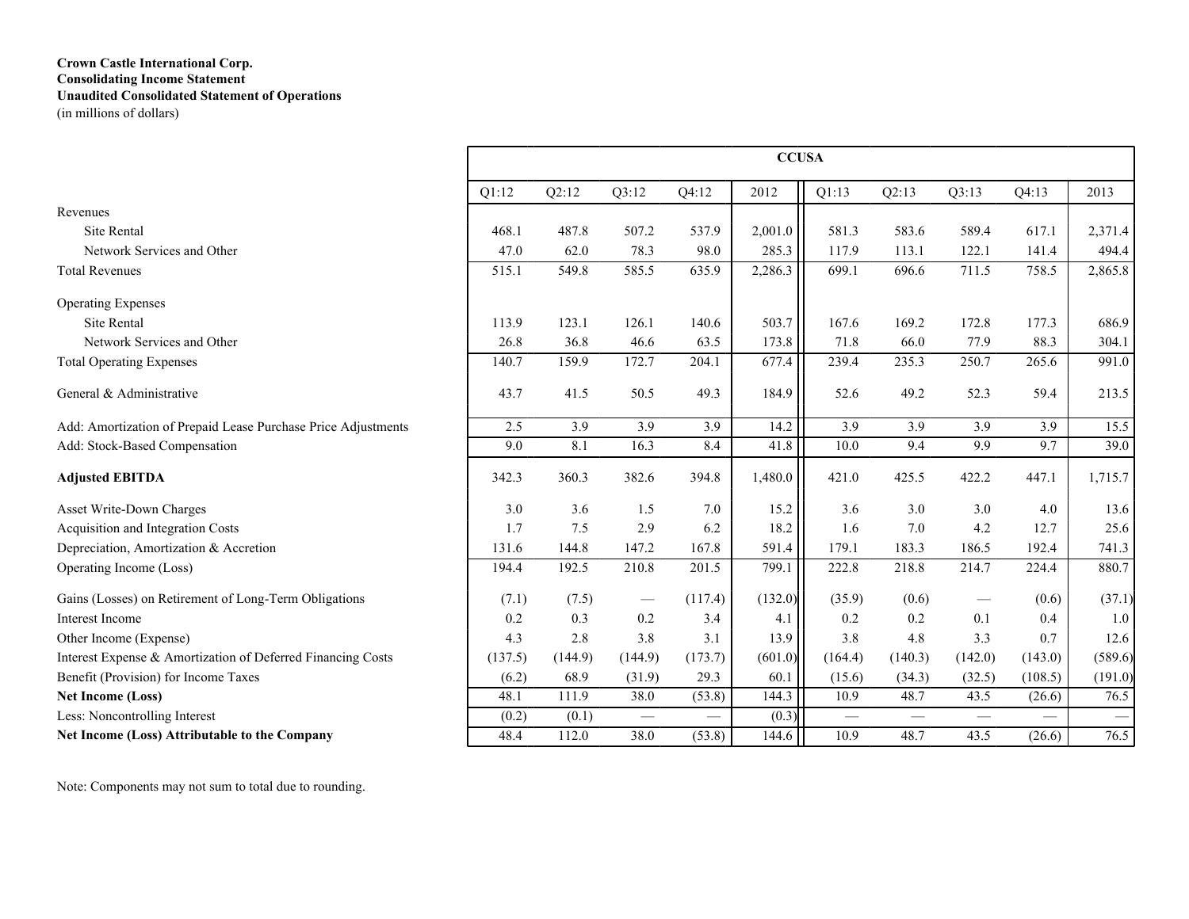**Crown Castle International Corp.**
**Consolidating Income Statement**
**Unaudited Consolidated Statement of Operations**
(in millions of dollars)

| | CCUSA | | | | | | | | | |
|---|---|---|---|---|---|---|---|---|---|---|
| | Q1:12 | Q2:12 | Q3:12 | Q4:12 | 2012 | Q1:13 | Q2:13 | Q3:13 | Q4:13 | 2013 |
| Revenues | | | | | | | | | | |
| Site Rental | 468.1 | 487.8 | 507.2 | 537.9 | 2,001.0 | 581.3 | 583.6 | 589.4 | 617.1 | 2,371.4 |
| Network Services and Other | 47.0 | 62.0 | 78.3 | 98.0 | 285.3 | 117.9 | 113.1 | 122.1 | 141.4 | 494.4 |
| Total Revenues | 515.1 | 549.8 | 585.5 | 635.9 | 2,286.3 | 699.1 | 696.6 | 711.5 | 758.5 | 2,865.8 |
| Operating Expenses | | | | | | | | | | |
| Site Rental | 113.9 | 123.1 | 126.1 | 140.6 | 503.7 | 167.6 | 169.2 | 172.8 | 177.3 | 686.9 |
| Network Services and Other | 26.8 | 36.8 | 46.6 | 63.5 | 173.8 | 71.8 | 66.0 | 77.9 | 88.3 | 304.1 |
| Total Operating Expenses | 140.7 | 159.9 | 172.7 | 204.1 | 677.4 | 239.4 | 235.3 | 250.7 | 265.6 | 991.0 |
| General & Administrative | 43.7 | 41.5 | 50.5 | 49.3 | 184.9 | 52.6 | 49.2 | 52.3 | 59.4 | 213.5 |
| Add: Amortization of Prepaid Lease Purchase Price Adjustments | 2.5 | 3.9 | 3.9 | 3.9 | 14.2 | 3.9 | 3.9 | 3.9 | 3.9 | 15.5 |
| Add: Stock-Based Compensation | 9.0 | 8.1 | 16.3 | 8.4 | 41.8 | 10.0 | 9.4 | 9.9 | 9.7 | 39.0 |
| **Adjusted EBITDA** | 342.3 | 360.3 | 382.6 | 394.8 | 1,480.0 | 421.0 | 425.5 | 422.2 | 447.1 | 1,715.7 |
| Asset Write-Down Charges | 3.0 | 3.6 | 1.5 | 7.0 | 15.2 | 3.6 | 3.0 | 3.0 | 4.0 | 13.6 |
| Acquisition and Integration Costs | 1.7 | 7.5 | 2.9 | 6.2 | 18.2 | 1.6 | 7.0 | 4.2 | 12.7 | 25.6 |
| Depreciation, Amortization & Accretion | 131.6 | 144.8 | 147.2 | 167.8 | 591.4 | 179.1 | 183.3 | 186.5 | 192.4 | 741.3 |
| Operating Income (Loss) | 194.4 | 192.5 | 210.8 | 201.5 | 799.1 | 222.8 | 218.8 | 214.7 | 224.4 | 880.7 |
| Gains (Losses) on Retirement of Long-Term Obligations | (7.1) | (7.5) | — | (117.4) | (132.0) | (35.9) | (0.6) | — | (0.6) | (37.1) |
| Interest Income | 0.2 | 0.3 | 0.2 | 3.4 | 4.1 | 0.2 | 0.2 | 0.1 | 0.4 | 1.0 |
| Other Income (Expense) | 4.3 | 2.8 | 3.8 | 3.1 | 13.9 | 3.8 | 4.8 | 3.3 | 0.7 | 12.6 |
| Interest Expense & Amortization of Deferred Financing Costs | (137.5) | (144.9) | (144.9) | (173.7) | (601.0) | (164.4) | (140.3) | (142.0) | (143.0) | (589.6) |
| Benefit (Provision) for Income Taxes | (6.2) | 68.9 | (31.9) | 29.3 | 60.1 | (15.6) | (34.3) | (32.5) | (108.5) | (191.0) |
| **Net Income (Loss)** | 48.1 | 111.9 | 38.0 | (53.8) | 144.3 | 10.9 | 48.7 | 43.5 | (26.6) | 76.5 |
| Less: Noncontrolling Interest | (0.2) | (0.1) | — | — | (0.3) | — | — | — | — | — |
| **Net Income (Loss) Attributable to the Company** | 48.4 | 112.0 | 38.0 | (53.8) | 144.6 | 10.9 | 48.7 | 43.5 | (26.6) | 76.5 |

Note: Components may not sum to total due to rounding.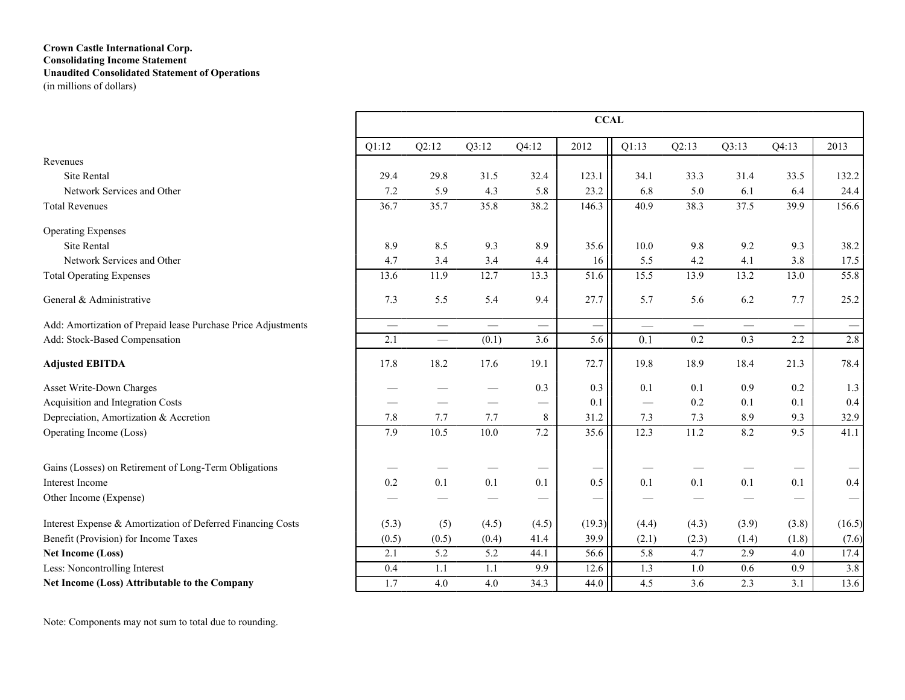**Crown Castle International Corp.**
**Consolidating Income Statement**
**Unaudited Consolidated Statement of Operations**
(in millions of dollars)

| | CCAL | | | | | | | | | |
|---|---|---|---|---|---|---|---|---|---|---|
| | Q1:12 | Q2:12 | Q3:12 | Q4:12 | 2012 | Q1:13 | Q2:13 | Q3:13 | Q4:13 | 2013 |
| Revenues | | | | | | | | | | |
| Site Rental | 29.4 | 29.8 | 31.5 | 32.4 | 123.1 | 34.1 | 33.3 | 31.4 | 33.5 | 132.2 |
| Network Services and Other | 7.2 | 5.9 | 4.3 | 5.8 | 23.2 | 6.8 | 5.0 | 6.1 | 6.4 | 24.4 |
| Total Revenues | 36.7 | 35.7 | 35.8 | 38.2 | 146.3 | 40.9 | 38.3 | 37.5 | 39.9 | 156.6 |
| Operating Expenses | | | | | | | | | | |
| Site Rental | 8.9 | 8.5 | 9.3 | 8.9 | 35.6 | 10.0 | 9.8 | 9.2 | 9.3 | 38.2 |
| Network Services and Other | 4.7 | 3.4 | 3.4 | 4.4 | 16 | 5.5 | 4.2 | 4.1 | 3.8 | 17.5 |
| Total Operating Expenses | 13.6 | 11.9 | 12.7 | 13.3 | 51.6 | 15.5 | 13.9 | 13.2 | 13.0 | 55.8 |
| General & Administrative | 7.3 | 5.5 | 5.4 | 9.4 | 27.7 | 5.7 | 5.6 | 6.2 | 7.7 | 25.2 |
| Add: Amortization of Prepaid lease Purchase Price Adjustments | — | — | — | — | — | — | — | — | — | — |
| Add: Stock-Based Compensation | 2.1 | — | (0.1) | 3.6 | 5.6 | 0.1 | 0.2 | 0.3 | 2.2 | 2.8 |
| **Adjusted EBITDA** | 17.8 | 18.2 | 17.6 | 19.1 | 72.7 | 19.8 | 18.9 | 18.4 | 21.3 | 78.4 |
| Asset Write-Down Charges | — | — | — | 0.3 | 0.3 | 0.1 | 0.1 | 0.9 | 0.2 | 1.3 |
| Acquisition and Integration Costs | — | — | — | — | 0.1 | — | 0.2 | 0.1 | 0.1 | 0.4 |
| Depreciation, Amortization & Accretion | 7.8 | 7.7 | 7.7 | 8 | 31.2 | 7.3 | 7.3 | 8.9 | 9.3 | 32.9 |
| Operating Income (Loss) | 7.9 | 10.5 | 10.0 | 7.2 | 35.6 | 12.3 | 11.2 | 8.2 | 9.5 | 41.1 |
| Gains (Losses) on Retirement of Long-Term Obligations | — | — | — | — | — | — | — | — | — | — |
| Interest Income | 0.2 | 0.1 | 0.1 | 0.1 | 0.5 | 0.1 | 0.1 | 0.1 | 0.1 | 0.4 |
| Other Income (Expense) | — | — | — | — | — | — | — | — | — | — |
| Interest Expense & Amortization of Deferred Financing Costs | (5.3) | (5) | (4.5) | (4.5) | (19.3) | (4.4) | (4.3) | (3.9) | (3.8) | (16.5) |
| Benefit (Provision) for Income Taxes | (0.5) | (0.5) | (0.4) | 41.4 | 39.9 | (2.1) | (2.3) | (1.4) | (1.8) | (7.6) |
| **Net Income (Loss)** | 2.1 | 5.2 | 5.2 | 44.1 | 56.6 | 5.8 | 4.7 | 2.9 | 4.0 | 17.4 |
| Less: Noncontrolling Interest | 0.4 | 1.1 | 1.1 | 9.9 | 12.6 | 1.3 | 1.0 | 0.6 | 0.9 | 3.8 |
| **Net Income (Loss) Attributable to the Company** | 1.7 | 4.0 | 4.0 | 34.3 | 44.0 | 4.5 | 3.6 | 2.3 | 3.1 | 13.6 |

Note: Components may not sum to total due to rounding.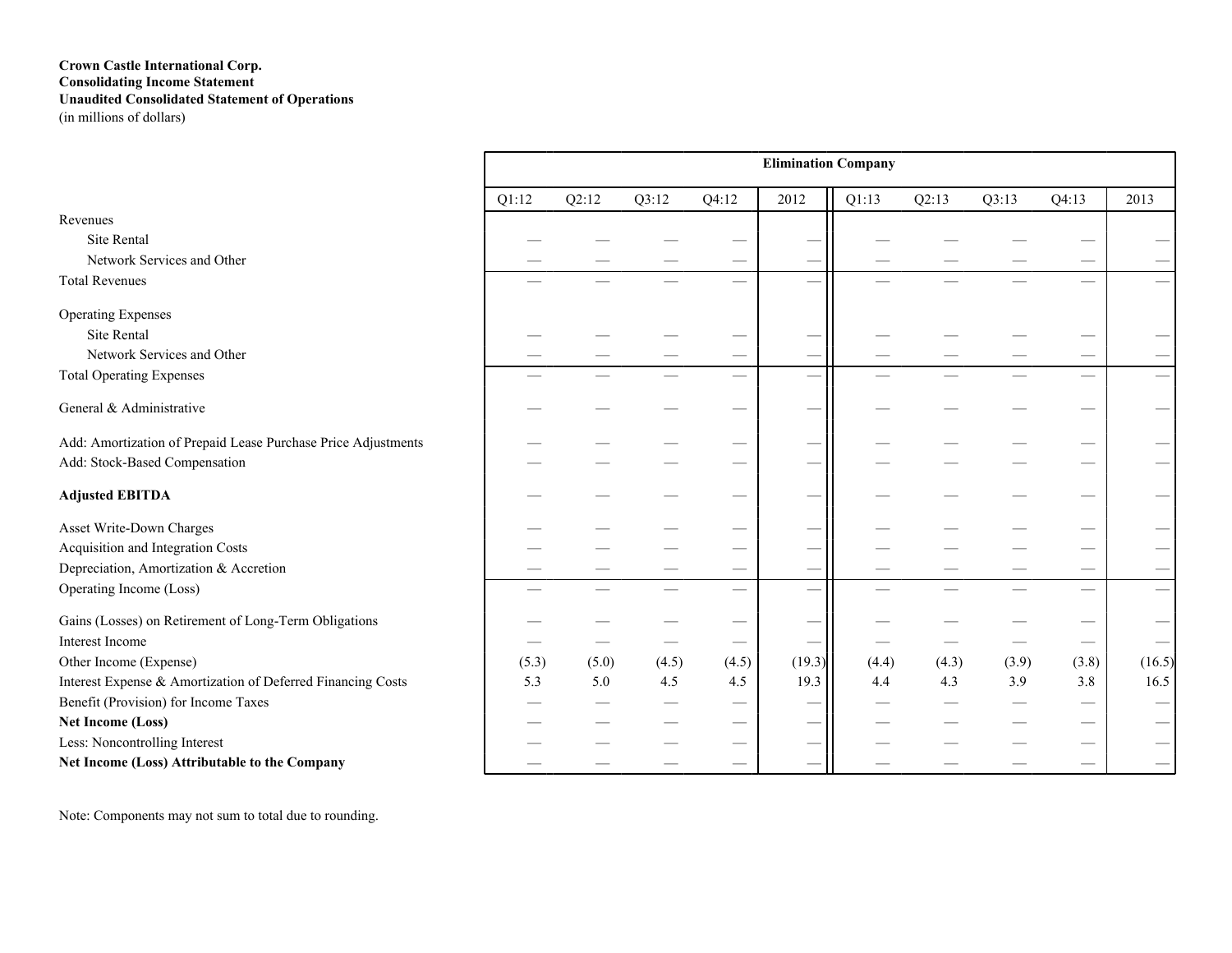**Crown Castle International Corp.**
**Consolidating Income Statement**
**Unaudited Consolidated Statement of Operations**
(in millions of dollars)

| | Elimination Company | | | | | | | | | |
|---|---|---|---|---|---|---|---|---|---|---|
| | Q1:12 | Q2:12 | Q3:12 | Q4:12 | 2012 | Q1:13 | Q2:13 | Q3:13 | Q4:13 | 2013 |
| Revenues | | | | | | | | | | |
| Site Rental | — | — | — | — | — | — | — | — | — | — |
| Network Services and Other | — | — | — | — | — | — | — | — | — | — |
| Total Revenues | — | — | — | — | — | — | — | — | — | — |
| Operating Expenses | | | | | | | | | | |
| Site Rental | — | — | — | — | — | — | — | — | — | — |
| Network Services and Other | — | — | — | — | — | — | — | — | — | — |
| Total Operating Expenses | — | — | — | — | — | — | — | — | — | — |
| General & Administrative | — | — | — | — | — | — | — | — | — | — |
| Add: Amortization of Prepaid Lease Purchase Price Adjustments | — | — | — | — | — | — | — | — | — | — |
| Add: Stock-Based Compensation | — | — | — | — | — | — | — | — | — | — |
| **Adjusted EBITDA** | — | — | — | — | — | — | — | — | — | — |
| Asset Write-Down Charges | — | — | — | — | — | — | — | — | — | — |
| Acquisition and Integration Costs | — | — | — | — | — | — | — | — | — | — |
| Depreciation, Amortization & Accretion | — | — | — | — | — | — | — | — | — | — |
| Operating Income (Loss) | — | — | — | — | — | — | — | — | — | — |
| Gains (Losses) on Retirement of Long-Term Obligations | — | — | — | — | — | — | — | — | — | — |
| Interest Income | — | — | — | — | — | — | — | — | — | — |
| Other Income (Expense) | (5.3) | (5.0) | (4.5) | (4.5) | (19.3) | (4.4) | (4.3) | (3.9) | (3.8) | (16.5) |
| Interest Expense & Amortization of Deferred Financing Costs | 5.3 | 5.0 | 4.5 | 4.5 | 19.3 | 4.4 | 4.3 | 3.9 | 3.8 | 16.5 |
| Benefit (Provision) for Income Taxes | — | — | — | — | — | — | — | — | — | — |
| **Net Income (Loss)** | — | — | — | — | — | — | — | — | — | — |
| Less: Noncontrolling Interest | — | — | — | — | — | — | — | — | — | — |
| **Net Income (Loss) Attributable to the Company** | — | — | — | — | — | — | — | — | — | — |

Note: Components may not sum to total due to rounding.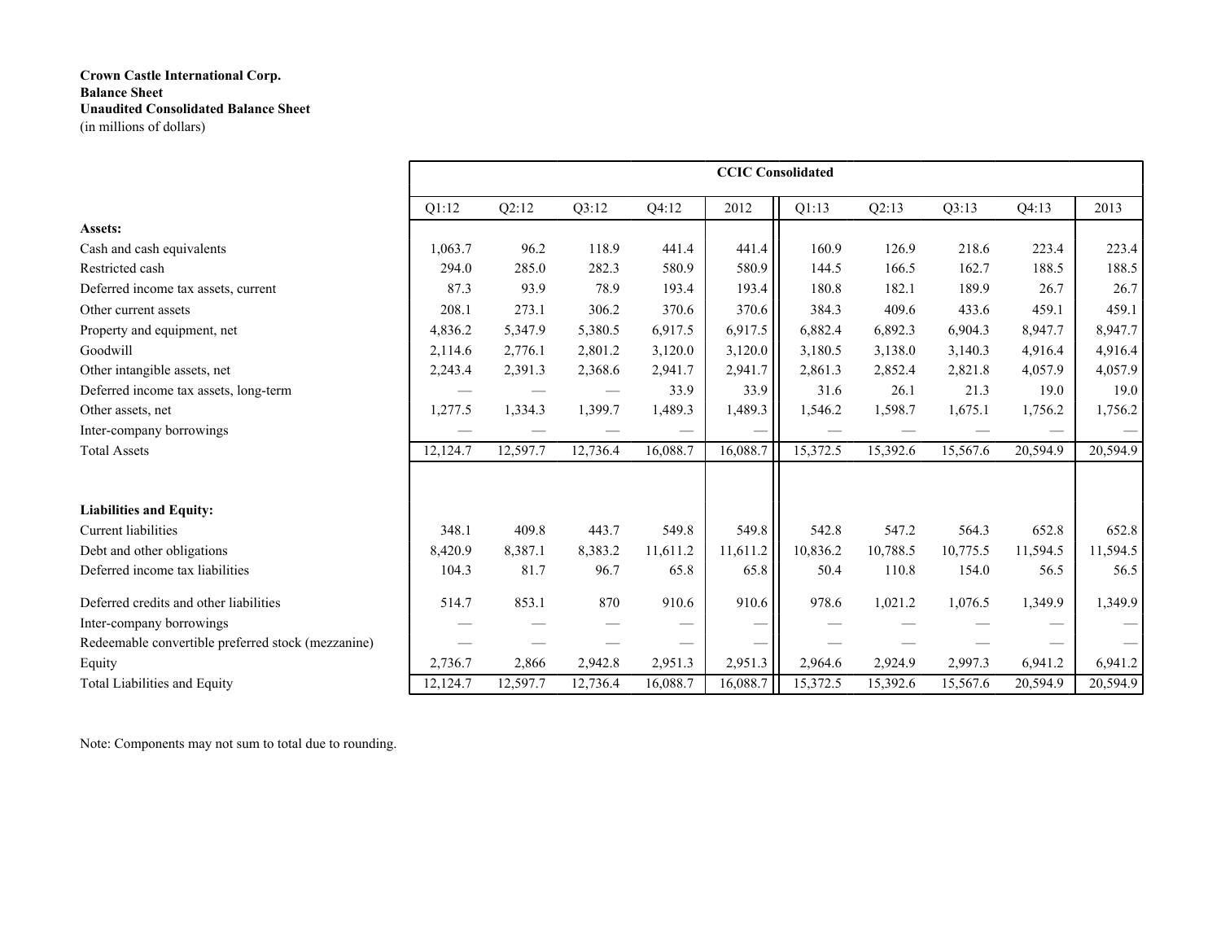**Crown Castle International Corp.**
**Balance Sheet**
**Unaudited Consolidated Balance Sheet**
(in millions of dollars)

| | CCIC Consolidated | | | | | | | | | |
|---|---|---|---|---|---|---|---|---|---|---|
| | Q1:12 | Q2:12 | Q3:12 | Q4:12 | 2012 | Q1:13 | Q2:13 | Q3:13 | Q4:13 | 2013 |
| **Assets:** | | | | | | | | | | |
| Cash and cash equivalents | 1,063.7 | 96.2 | 118.9 | 441.4 | 441.4 | 160.9 | 126.9 | 218.6 | 223.4 | 223.4 |
| Restricted cash | 294.0 | 285.0 | 282.3 | 580.9 | 580.9 | 144.5 | 166.5 | 162.7 | 188.5 | 188.5 |
| Deferred income tax assets, current | 87.3 | 93.9 | 78.9 | 193.4 | 193.4 | 180.8 | 182.1 | 189.9 | 26.7 | 26.7 |
| Other current assets | 208.1 | 273.1 | 306.2 | 370.6 | 370.6 | 384.3 | 409.6 | 433.6 | 459.1 | 459.1 |
| Property and equipment, net | 4,836.2 | 5,347.9 | 5,380.5 | 6,917.5 | 6,917.5 | 6,882.4 | 6,892.3 | 6,904.3 | 8,947.7 | 8,947.7 |
| Goodwill | 2,114.6 | 2,776.1 | 2,801.2 | 3,120.0 | 3,120.0 | 3,180.5 | 3,138.0 | 3,140.3 | 4,916.4 | 4,916.4 |
| Other intangible assets, net | 2,243.4 | 2,391.3 | 2,368.6 | 2,941.7 | 2,941.7 | 2,861.3 | 2,852.4 | 2,821.8 | 4,057.9 | 4,057.9 |
| Deferred income tax assets, long-term | — | — | — | 33.9 | 33.9 | 31.6 | 26.1 | 21.3 | 19.0 | 19.0 |
| Other assets, net | 1,277.5 | 1,334.3 | 1,399.7 | 1,489.3 | 1,489.3 | 1,546.2 | 1,598.7 | 1,675.1 | 1,756.2 | 1,756.2 |
| Inter-company borrowings | — | — | — | — | — | — | — | — | — | — |
| Total Assets | 12,124.7 | 12,597.7 | 12,736.4 | 16,088.7 | 16,088.7 | 15,372.5 | 15,392.6 | 15,567.6 | 20,594.9 | 20,594.9 |
| **Liabilities and Equity:** | | | | | | | | | | |
| Current liabilities | 348.1 | 409.8 | 443.7 | 549.8 | 549.8 | 542.8 | 547.2 | 564.3 | 652.8 | 652.8 |
| Debt and other obligations | 8,420.9 | 8,387.1 | 8,383.2 | 11,611.2 | 11,611.2 | 10,836.2 | 10,788.5 | 10,775.5 | 11,594.5 | 11,594.5 |
| Deferred income tax liabilities | 104.3 | 81.7 | 96.7 | 65.8 | 65.8 | 50.4 | 110.8 | 154.0 | 56.5 | 56.5 |
| Deferred credits and other liabilities | 514.7 | 853.1 | 870 | 910.6 | 910.6 | 978.6 | 1,021.2 | 1,076.5 | 1,349.9 | 1,349.9 |
| Inter-company borrowings | — | — | — | — | — | — | — | — | — | — |
| Redeemable convertible preferred stock (mezzanine) | — | — | — | — | — | — | — | — | — | — |
| Equity | 2,736.7 | 2,866 | 2,942.8 | 2,951.3 | 2,951.3 | 2,964.6 | 2,924.9 | 2,997.3 | 6,941.2 | 6,941.2 |
| Total Liabilities and Equity | 12,124.7 | 12,597.7 | 12,736.4 | 16,088.7 | 16,088.7 | 15,372.5 | 15,392.6 | 15,567.6 | 20,594.9 | 20,594.9 |

Note: Components may not sum to total due to rounding.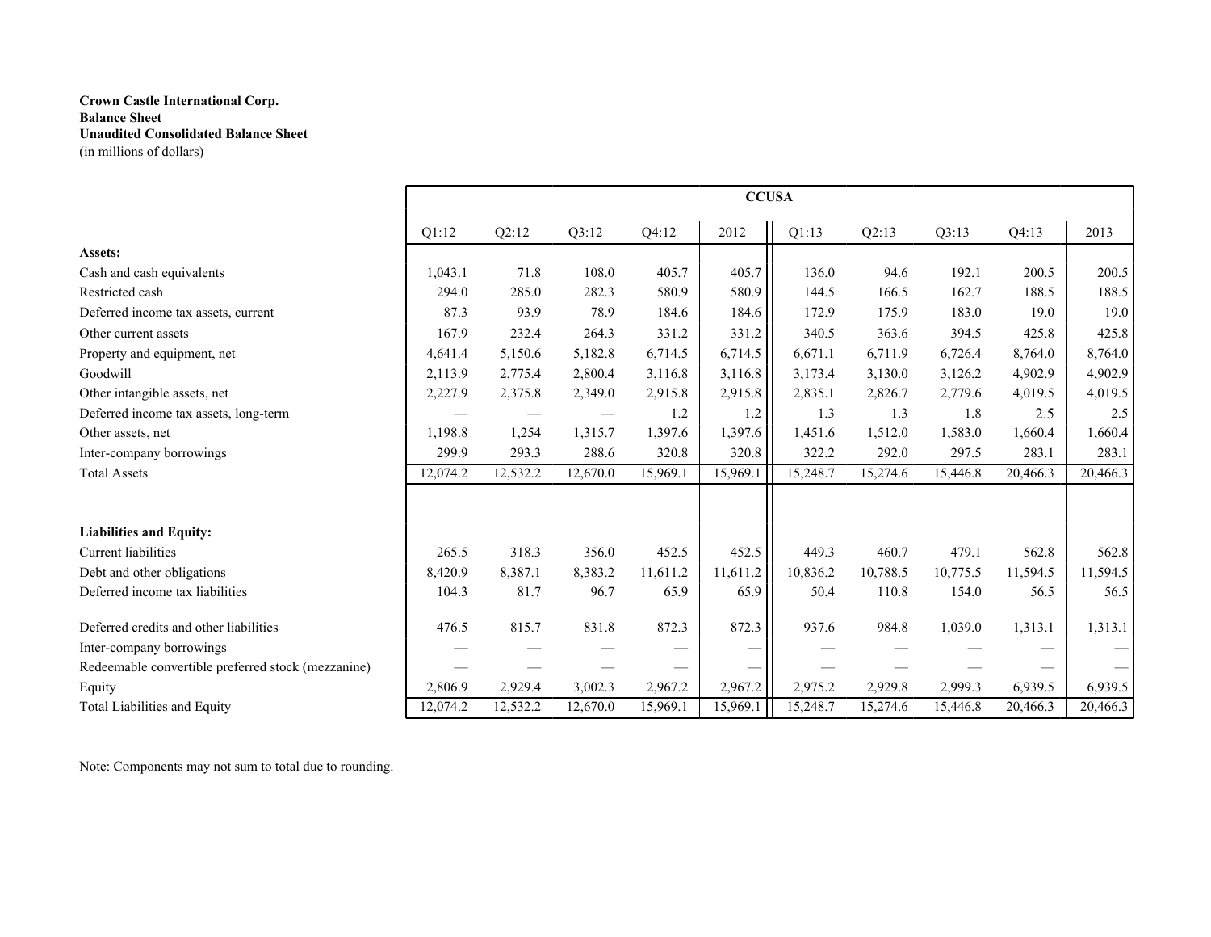**Crown Castle International Corp.**
**Balance Sheet**
**Unaudited Consolidated Balance Sheet**
(in millions of dollars)

| | CCUSA | | | | | | | | | |
|---|---|---|---|---|---|---|---|---|---|---|
| | Q1:12 | Q2:12 | Q3:12 | Q4:12 | 2012 | Q1:13 | Q2:13 | Q3:13 | Q4:13 | 2013 |
| **Assets:** | | | | | | | | | | |
| Cash and cash equivalents | 1,043.1 | 71.8 | 108.0 | 405.7 | 405.7 | 136.0 | 94.6 | 192.1 | 200.5 | 200.5 |
| Restricted cash | 294.0 | 285.0 | 282.3 | 580.9 | 580.9 | 144.5 | 166.5 | 162.7 | 188.5 | 188.5 |
| Deferred income tax assets, current | 87.3 | 93.9 | 78.9 | 184.6 | 184.6 | 172.9 | 175.9 | 183.0 | 19.0 | 19.0 |
| Other current assets | 167.9 | 232.4 | 264.3 | 331.2 | 331.2 | 340.5 | 363.6 | 394.5 | 425.8 | 425.8 |
| Property and equipment, net | 4,641.4 | 5,150.6 | 5,182.8 | 6,714.5 | 6,714.5 | 6,671.1 | 6,711.9 | 6,726.4 | 8,764.0 | 8,764.0 |
| Goodwill | 2,113.9 | 2,775.4 | 2,800.4 | 3,116.8 | 3,116.8 | 3,173.4 | 3,130.0 | 3,126.2 | 4,902.9 | 4,902.9 |
| Other intangible assets, net | 2,227.9 | 2,375.8 | 2,349.0 | 2,915.8 | 2,915.8 | 2,835.1 | 2,826.7 | 2,779.6 | 4,019.5 | 4,019.5 |
| Deferred income tax assets, long-term | — | — | — | 1.2 | 1.2 | 1.3 | 1.3 | 1.8 | 2.5 | 2.5 |
| Other assets, net | 1,198.8 | 1,254 | 1,315.7 | 1,397.6 | 1,397.6 | 1,451.6 | 1,512.0 | 1,583.0 | 1,660.4 | 1,660.4 |
| Inter-company borrowings | 299.9 | 293.3 | 288.6 | 320.8 | 320.8 | 322.2 | 292.0 | 297.5 | 283.1 | 283.1 |
| Total Assets | 12,074.2 | 12,532.2 | 12,670.0 | 15,969.1 | 15,969.1 | 15,248.7 | 15,274.6 | 15,446.8 | 20,466.3 | 20,466.3 |
| | | | | | | | | | | |
| **Liabilities and Equity:** | | | | | | | | | | |
| Current liabilities | 265.5 | 318.3 | 356.0 | 452.5 | 452.5 | 449.3 | 460.7 | 479.1 | 562.8 | 562.8 |
| Debt and other obligations | 8,420.9 | 8,387.1 | 8,383.2 | 11,611.2 | 11,611.2 | 10,836.2 | 10,788.5 | 10,775.5 | 11,594.5 | 11,594.5 |
| Deferred income tax liabilities | 104.3 | 81.7 | 96.7 | 65.9 | 65.9 | 50.4 | 110.8 | 154.0 | 56.5 | 56.5 |
| Deferred credits and other liabilities | 476.5 | 815.7 | 831.8 | 872.3 | 872.3 | 937.6 | 984.8 | 1,039.0 | 1,313.1 | 1,313.1 |
| Inter-company borrowings | — | — | — | — | — | — | — | — | — | — |
| Redeemable convertible preferred stock (mezzanine) | — | — | — | — | — | — | — | — | — | — |
| Equity | 2,806.9 | 2,929.4 | 3,002.3 | 2,967.2 | 2,967.2 | 2,975.2 | 2,929.8 | 2,999.3 | 6,939.5 | 6,939.5 |
| Total Liabilities and Equity | 12,074.2 | 12,532.2 | 12,670.0 | 15,969.1 | 15,969.1 | 15,248.7 | 15,274.6 | 15,446.8 | 20,466.3 | 20,466.3 |

Note: Components may not sum to total due to rounding.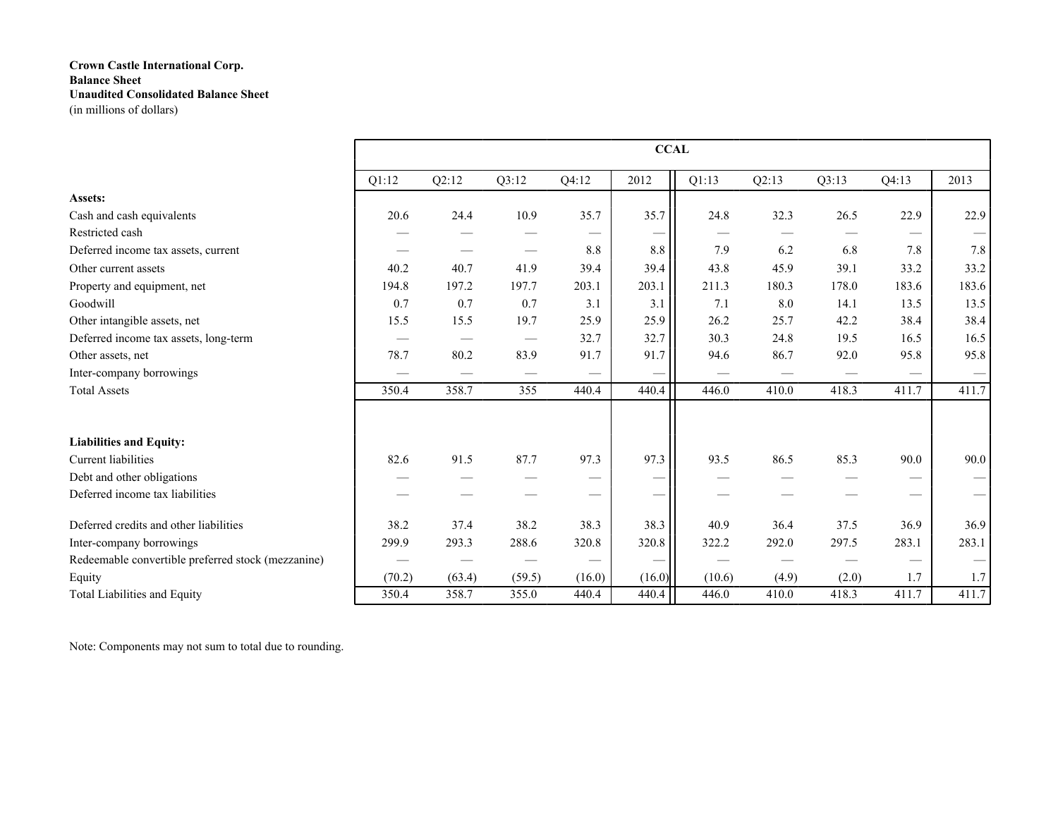**Crown Castle International Corp.**
**Balance Sheet**
**Unaudited Consolidated Balance Sheet**
(in millions of dollars)

| | CCAL | | | | | | | | | |
|---|---|---|---|---|---|---|---|---|---|---|
| | Q1:12 | Q2:12 | Q3:12 | Q4:12 | 2012 | Q1:13 | Q2:13 | Q3:13 | Q4:13 | 2013 |
| **Assets:** | | | | | | | | | | |
| Cash and cash equivalents | 20.6 | 24.4 | 10.9 | 35.7 | 35.7 | 24.8 | 32.3 | 26.5 | 22.9 | 22.9 |
| Restricted cash | — | — | — | — | — | — | — | — | — | — |
| Deferred income tax assets, current | — | — | — | 8.8 | 8.8 | 7.9 | 6.2 | 6.8 | 7.8 | 7.8 |
| Other current assets | 40.2 | 40.7 | 41.9 | 39.4 | 39.4 | 43.8 | 45.9 | 39.1 | 33.2 | 33.2 |
| Property and equipment, net | 194.8 | 197.2 | 197.7 | 203.1 | 203.1 | 211.3 | 180.3 | 178.0 | 183.6 | 183.6 |
| Goodwill | 0.7 | 0.7 | 0.7 | 3.1 | 3.1 | 7.1 | 8.0 | 14.1 | 13.5 | 13.5 |
| Other intangible assets, net | 15.5 | 15.5 | 19.7 | 25.9 | 25.9 | 26.2 | 25.7 | 42.2 | 38.4 | 38.4 |
| Deferred income tax assets, long-term | — | — | — | 32.7 | 32.7 | 30.3 | 24.8 | 19.5 | 16.5 | 16.5 |
| Other assets, net | 78.7 | 80.2 | 83.9 | 91.7 | 91.7 | 94.6 | 86.7 | 92.0 | 95.8 | 95.8 |
| Inter-company borrowings | — | — | — | — | — | — | — | — | — | — |
| Total Assets | 350.4 | 358.7 | 355 | 440.4 | 440.4 | 446.0 | 410.0 | 418.3 | 411.7 | 411.7 |
| | | | | | | | | | | |
| **Liabilities and Equity:** | | | | | | | | | | |
| Current liabilities | 82.6 | 91.5 | 87.7 | 97.3 | 97.3 | 93.5 | 86.5 | 85.3 | 90.0 | 90.0 |
| Debt and other obligations | — | — | — | — | — | — | — | — | — | — |
| Deferred income tax liabilities | — | — | — | — | — | — | — | — | — | — |
| Deferred credits and other liabilities | 38.2 | 37.4 | 38.2 | 38.3 | 38.3 | 40.9 | 36.4 | 37.5 | 36.9 | 36.9 |
| Inter-company borrowings | 299.9 | 293.3 | 288.6 | 320.8 | 320.8 | 322.2 | 292.0 | 297.5 | 283.1 | 283.1 |
| Redeemable convertible preferred stock (mezzanine) | — | — | — | — | — | — | — | — | — | — |
| Equity | (70.2) | (63.4) | (59.5) | (16.0) | (16.0) | (10.6) | (4.9) | (2.0) | 1.7 | 1.7 |
| Total Liabilities and Equity | 350.4 | 358.7 | 355.0 | 440.4 | 440.4 | 446.0 | 410.0 | 418.3 | 411.7 | 411.7 |

Note: Components may not sum to total due to rounding.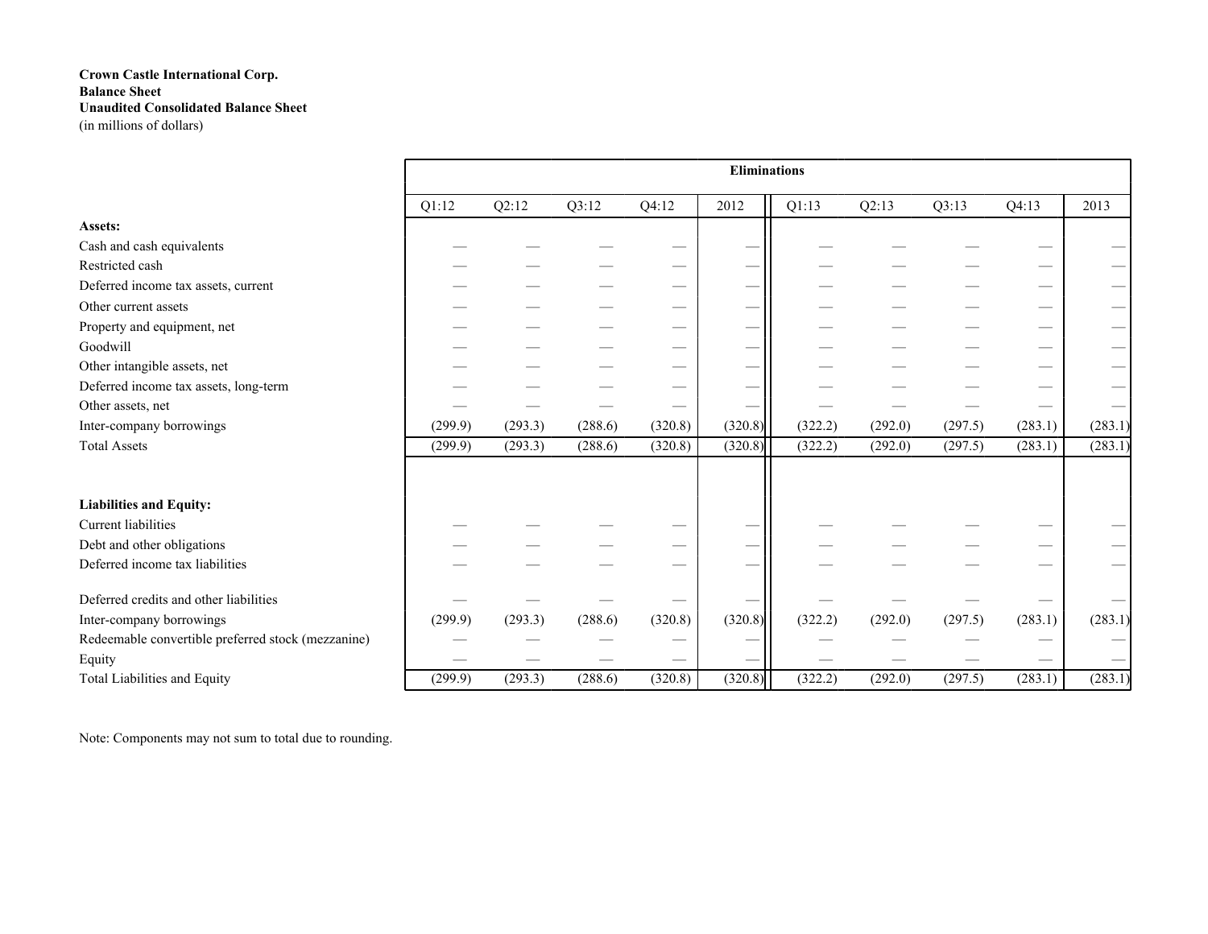**Crown Castle International Corp.**
**Balance Sheet**
**Unaudited Consolidated Balance Sheet**
(in millions of dollars)

| | Eliminations | | | | | | | | | |
|---|---|---|---|---|---|---|---|---|---|---|
| | Q1:12 | Q2:12 | Q3:12 | Q4:12 | 2012 | Q1:13 | Q2:13 | Q3:13 | Q4:13 | 2013 |
| **Assets:** | | | | | | | | | | |
| Cash and cash equivalents | — | — | — | — | — | — | — | — | — | — |
| Restricted cash | — | — | — | — | — | — | — | — | — | — |
| Deferred income tax assets, current | — | — | — | — | — | — | — | — | — | — |
| Other current assets | — | — | — | — | — | — | — | — | — | — |
| Property and equipment, net | — | — | — | — | — | — | — | — | — | — |
| Goodwill | — | — | — | — | — | — | — | — | — | — |
| Other intangible assets, net | — | — | — | — | — | — | — | — | — | — |
| Deferred income tax assets, long-term | — | — | — | — | — | — | — | — | — | — |
| Other assets, net | — | — | — | — | — | — | — | — | — | — |
| Inter-company borrowings | (299.9) | (293.3) | (288.6) | (320.8) | (320.8) | (322.2) | (292.0) | (297.5) | (283.1) | (283.1) |
| Total Assets | (299.9) | (293.3) | (288.6) | (320.8) | (320.8) | (322.2) | (292.0) | (297.5) | (283.1) | (283.1) |
| | | | | | | | | | | |
| **Liabilities and Equity:** | | | | | | | | | | |
| Current liabilities | — | — | — | — | — | — | — | — | — | — |
| Debt and other obligations | — | — | — | — | — | — | — | — | — | — |
| Deferred income tax liabilities | — | — | — | — | — | — | — | — | — | — |
| Deferred credits and other liabilities | — | — | — | — | — | — | — | — | — | — |
| Inter-company borrowings | (299.9) | (293.3) | (288.6) | (320.8) | (320.8) | (322.2) | (292.0) | (297.5) | (283.1) | (283.1) |
| Redeemable convertible preferred stock (mezzanine) | — | — | — | — | — | — | — | — | — | — |
| Equity | — | — | — | — | — | — | — | — | — | — |
| Total Liabilities and Equity | (299.9) | (293.3) | (288.6) | (320.8) | (320.8) | (322.2) | (292.0) | (297.5) | (283.1) | (283.1) |

Note: Components may not sum to total due to rounding.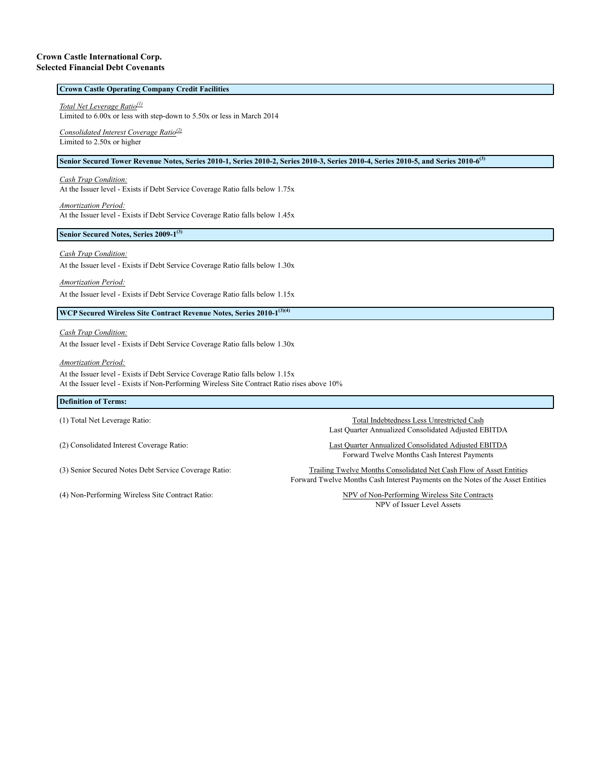**Crown Castle International Corp.**
**Selected Financial Debt Covenants**

**Crown Castle Operating Company Credit Facilities**

*Total Net Leverage Ratio*[(1)]
Limited to 6.00x or less with step-down to 5.50x or less in March 2014

*Consolidated Interest Coverage Ratio*[(2)]
Limited to 2.50x or higher

**Senior Secured Tower Revenue Notes, Series 2010-1, Series 2010-2, Series 2010-3, Series 2010-4, Series 2010-5, and Series 2010-6**[(3)]

*Cash Trap Condition:*
At the Issuer level - Exists if Debt Service Coverage Ratio falls below 1.75x

*Amortization Period:*
At the Issuer level - Exists if Debt Service Coverage Ratio falls below 1.45x

**Senior Secured Notes, Series 2009-1**[(3)]

*Cash Trap Condition:*
At the Issuer level - Exists if Debt Service Coverage Ratio falls below 1.30x

*Amortization Period:*
At the Issuer level - Exists if Debt Service Coverage Ratio falls below 1.15x

**WCP Secured Wireless Site Contract Revenue Notes, Series 2010-1**[(3)(4)]

*Cash Trap Condition:*
At the Issuer level - Exists if Debt Service Coverage Ratio falls below 1.30x

*Amortization Period:*
At the Issuer level - Exists if Debt Service Coverage Ratio falls below 1.15x
At the Issuer level - Exists if Non-Performing Wireless Site Contract Ratio rises above 10%

**Definition of Terms:**

| Term | Definition |
|---|---|
| (1) Total Net Leverage Ratio: | Total Indebtedness Less Unrestricted Cash / Last Quarter Annualized Consolidated Adjusted EBITDA |
| (2) Consolidated Interest Coverage Ratio: | Last Quarter Annualized Consolidated Adjusted EBITDA / Forward Twelve Months Cash Interest Payments |
| (3) Senior Secured Notes Debt Service Coverage Ratio: | Trailing Twelve Months Consolidated Net Cash Flow of Asset Entities / Forward Twelve Months Cash Interest Payments on the Notes of the Asset Entities |
| (4) Non-Performing Wireless Site Contract Ratio: | NPV of Non-Performing Wireless Site Contracts / NPV of Issuer Level Assets |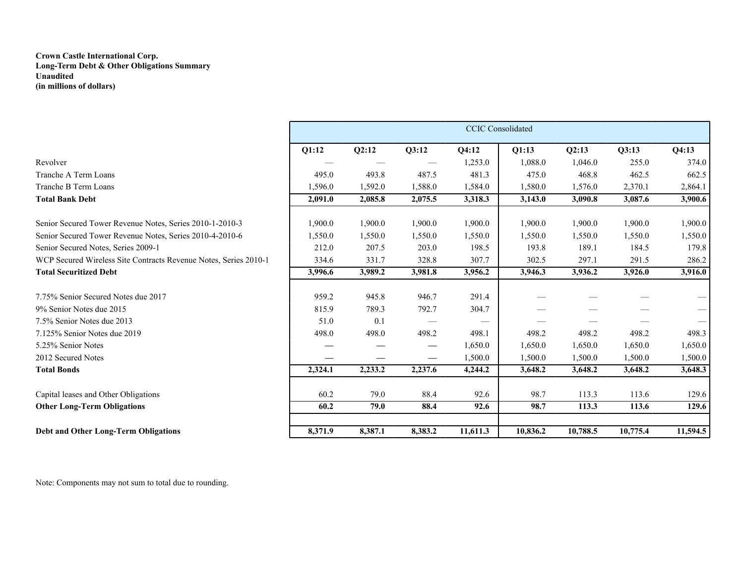**Crown Castle International Corp.**
**Long-Term Debt & Other Obligations Summary**
**Unaudited**
**(in millions of dollars)**

| | CCIC Consolidated | | | | | | | |
|---|---|---|---|---|---|---|---|---|
| | **Q1:12** | **Q2:12** | **Q3:12** | **Q4:12** | **Q1:13** | **Q2:13** | **Q3:13** | **Q4:13** |
| Revolver | — | — | — | 1,253.0 | 1,088.0 | 1,046.0 | 255.0 | 374.0 |
| Tranche A Term Loans | 495.0 | 493.8 | 487.5 | 481.3 | 475.0 | 468.8 | 462.5 | 662.5 |
| Tranche B Term Loans | 1,596.0 | 1,592.0 | 1,588.0 | 1,584.0 | 1,580.0 | 1,576.0 | 2,370.1 | 2,864.1 |
| **Total Bank Debt** | **2,091.0** | **2,085.8** | **2,075.5** | **3,318.3** | **3,143.0** | **3,090.8** | **3,087.6** | **3,900.6** |
| | | | | | | | | |
| Senior Secured Tower Revenue Notes, Series 2010-1-2010-3 | 1,900.0 | 1,900.0 | 1,900.0 | 1,900.0 | 1,900.0 | 1,900.0 | 1,900.0 | 1,900.0 |
| Senior Secured Tower Revenue Notes, Series 2010-4-2010-6 | 1,550.0 | 1,550.0 | 1,550.0 | 1,550.0 | 1,550.0 | 1,550.0 | 1,550.0 | 1,550.0 |
| Senior Secured Notes, Series 2009-1 | 212.0 | 207.5 | 203.0 | 198.5 | 193.8 | 189.1 | 184.5 | 179.8 |
| WCP Secured Wireless Site Contracts Revenue Notes, Series 2010-1 | 334.6 | 331.7 | 328.8 | 307.7 | 302.5 | 297.1 | 291.5 | 286.2 |
| **Total Securitized Debt** | **3,996.6** | **3,989.2** | **3,981.8** | **3,956.2** | **3,946.3** | **3,936.2** | **3,926.0** | **3,916.0** |
| | | | | | | | | |
| 7.75% Senior Secured Notes due 2017 | 959.2 | 945.8 | 946.7 | 291.4 | — | — | — | — |
| 9% Senior Notes due 2015 | 815.9 | 789.3 | 792.7 | 304.7 | — | — | — | — |
| 7.5% Senior Notes due 2013 | 51.0 | 0.1 | — | — | — | — | — | — |
| 7.125% Senior Notes due 2019 | 498.0 | 498.0 | 498.2 | 498.1 | 498.2 | 498.2 | 498.2 | 498.3 |
| 5.25% Senior Notes | — | — | — | 1,650.0 | 1,650.0 | 1,650.0 | 1,650.0 | 1,650.0 |
| 2012 Secured Notes | — | — | — | 1,500.0 | 1,500.0 | 1,500.0 | 1,500.0 | 1,500.0 |
| **Total Bonds** | **2,324.1** | **2,233.2** | **2,237.6** | **4,244.2** | **3,648.2** | **3,648.2** | **3,648.2** | **3,648.3** |
| | | | | | | | | |
| Capital leases and Other Obligations | 60.2 | 79.0 | 88.4 | 92.6 | 98.7 | 113.3 | 113.6 | 129.6 |
| **Other Long-Term Obligations** | **60.2** | **79.0** | **88.4** | **92.6** | **98.7** | **113.3** | **113.6** | **129.6** |
| | | | | | | | | |
| **Debt and Other Long-Term Obligations** | **8,371.9** | **8,387.1** | **8,383.2** | **11,611.3** | **10,836.2** | **10,788.5** | **10,775.4** | **11,594.5** |

Note: Components may not sum to total due to rounding.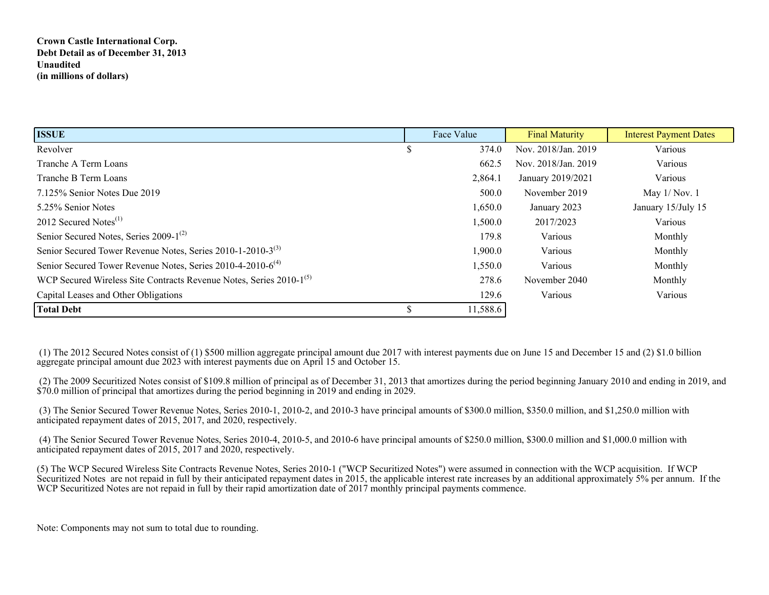**Crown Castle International Corp.**
**Debt Detail as of December 31, 2013**
**Unaudited**
**(in millions of dollars)**

| ISSUE | Face Value | Final Maturity | Interest Payment Dates |
|---|---|---|---|
| Revolver | $ 374.0 | Nov. 2018/Jan. 2019 | Various |
| Tranche A Term Loans | 662.5 | Nov. 2018/Jan. 2019 | Various |
| Tranche B Term Loans | 2,864.1 | January 2019/2021 | Various |
| 7.125% Senior Notes Due 2019 | 500.0 | November 2019 | May 1/ Nov. 1 |
| 5.25% Senior Notes | 1,650.0 | January 2023 | January 15/July 15 |
| 2012 Secured Notes(1) | 1,500.0 | 2017/2023 | Various |
| Senior Secured Notes, Series 2009-1(2) | 179.8 | Various | Monthly |
| Senior Secured Tower Revenue Notes, Series 2010-1-2010-3(3) | 1,900.0 | Various | Monthly |
| Senior Secured Tower Revenue Notes, Series 2010-4-2010-6(4) | 1,550.0 | Various | Monthly |
| WCP Secured Wireless Site Contracts Revenue Notes, Series 2010-1(5) | 278.6 | November 2040 | Monthly |
| Capital Leases and Other Obligations | 129.6 | Various | Various |
| **Total Debt** | $ 11,588.6 | | |

(1) The 2012 Secured Notes consist of (1) $500 million aggregate principal amount due 2017 with interest payments due on June 15 and December 15 and (2) $1.0 billion aggregate principal amount due 2023 with interest payments due on April 15 and October 15.

(2) The 2009 Securitized Notes consist of $109.8 million of principal as of December 31, 2013 that amortizes during the period beginning January 2010 and ending in 2019, and $70.0 million of principal that amortizes during the period beginning in 2019 and ending in 2029.

(3) The Senior Secured Tower Revenue Notes, Series 2010-1, 2010-2, and 2010-3 have principal amounts of $300.0 million, $350.0 million, and $1,250.0 million with anticipated repayment dates of 2015, 2017, and 2020, respectively.

(4) The Senior Secured Tower Revenue Notes, Series 2010-4, 2010-5, and 2010-6 have principal amounts of $250.0 million, $300.0 million and $1,000.0 million with anticipated repayment dates of 2015, 2017 and 2020, respectively.

(5) The WCP Secured Wireless Site Contracts Revenue Notes, Series 2010-1 ("WCP Securitized Notes") were assumed in connection with the WCP acquisition. If WCP Securitized Notes are not repaid in full by their anticipated repayment dates in 2015, the applicable interest rate increases by an additional approximately 5% per annum. If the WCP Securitized Notes are not repaid in full by their rapid amortization date of 2017 monthly principal payments commence.

Note: Components may not sum to total due to rounding.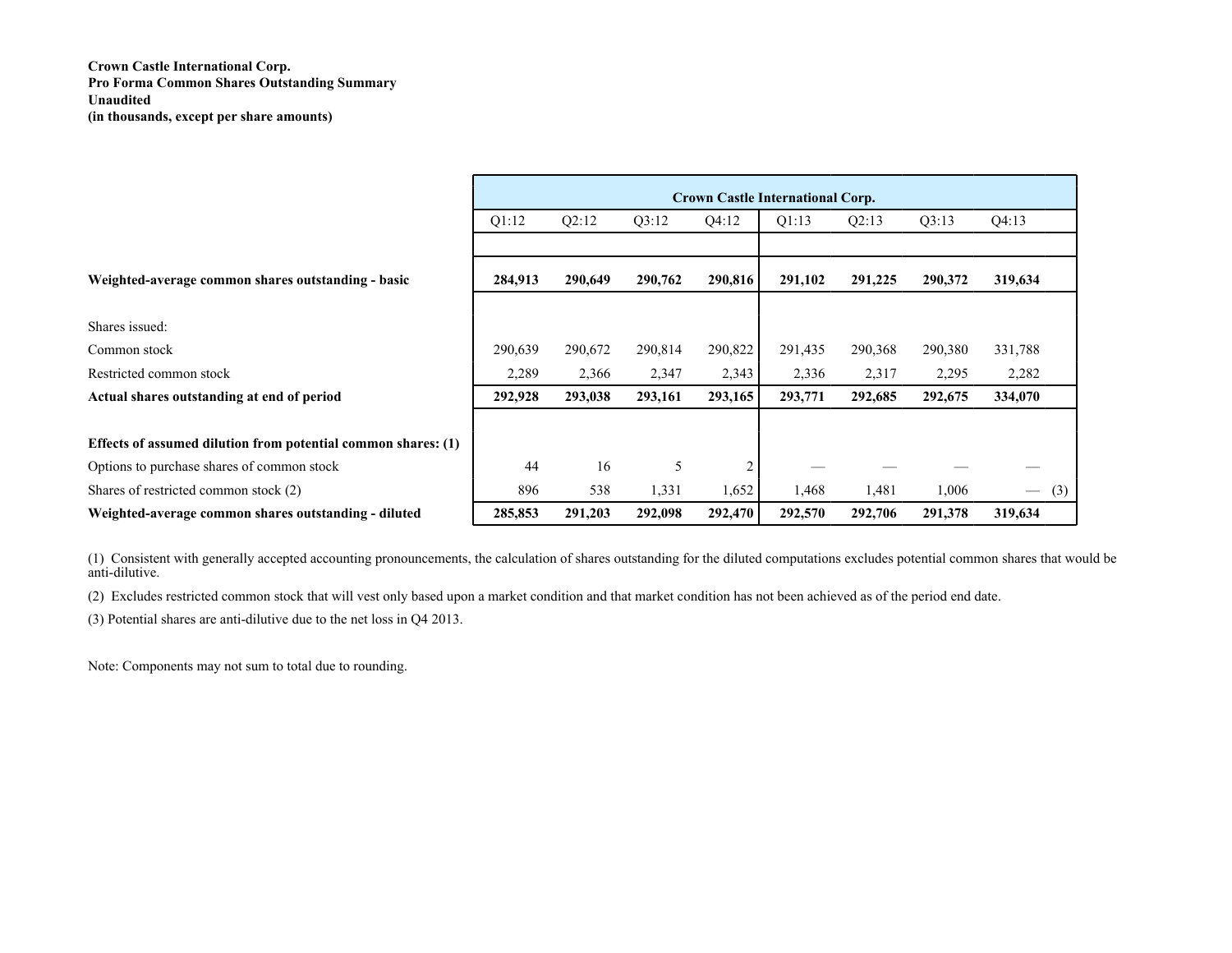**Crown Castle International Corp.**
**Pro Forma Common Shares Outstanding Summary**
**Unaudited**
**(in thousands, except per share amounts)**

| | Crown Castle International Corp. | | | | | | | |
|---|---|---|---|---|---|---|---|---|
| | Q1:12 | Q2:12 | Q3:12 | Q4:12 | Q1:13 | Q2:13 | Q3:13 | Q4:13 |
| **Weighted-average common shares outstanding - basic** | **284,913** | **290,649** | **290,762** | **290,816** | **291,102** | **291,225** | **290,372** | **319,634** |
| Shares issued: | | | | | | | | |
| Common stock | 290,639 | 290,672 | 290,814 | 290,822 | 291,435 | 290,368 | 290,380 | 331,788 |
| Restricted common stock | 2,289 | 2,366 | 2,347 | 2,343 | 2,336 | 2,317 | 2,295 | 2,282 |
| **Actual shares outstanding at end of period** | **292,928** | **293,038** | **293,161** | **293,165** | **293,771** | **292,685** | **292,675** | **334,070** |
| **Effects of assumed dilution from potential common shares: (1)** | | | | | | | | |
| Options to purchase shares of common stock | 44 | 16 | 5 | 2 | — | — | — | — |
| Shares of restricted common stock (2) | 896 | 538 | 1,331 | 1,652 | 1,468 | 1,481 | 1,006 | — (3) |
| **Weighted-average common shares outstanding - diluted** | **285,853** | **291,203** | **292,098** | **292,470** | **292,570** | **292,706** | **291,378** | **319,634** |

(1) Consistent with generally accepted accounting pronouncements, the calculation of shares outstanding for the diluted computations excludes potential common shares that would be anti-dilutive.

(2) Excludes restricted common stock that will vest only based upon a market condition and that market condition has not been achieved as of the period end date.

(3) Potential shares are anti-dilutive due to the net loss in Q4 2013.

Note: Components may not sum to total due to rounding.